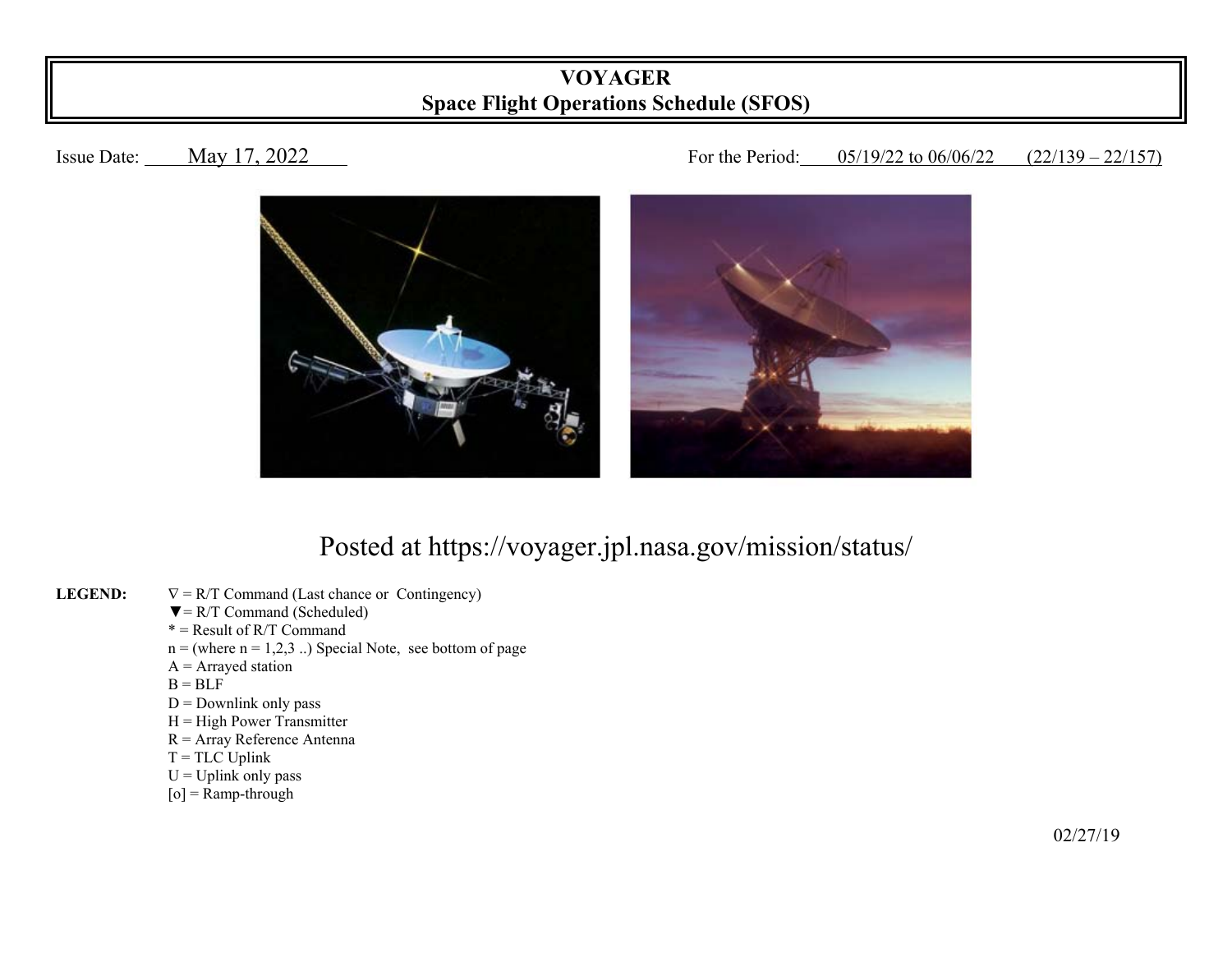# VOYAGER
## Space Flight Operations Schedule (SFOS)

Issue Date: May 17, 2022

For the Period: 05/19/22 to 06/06/22 (22/139 – 22/157)

Posted at https://voyager.jpl.nasa.gov/mission/status/

**LEGEND:**

- ∇ = R/T Command (Last chance or Contingency)
- ▼= R/T Command (Scheduled)
- * = Result of R/T Command
- n = (where n = 1,2,3 ..) Special Note, see bottom of page
- A = Arrayed station
- B = BLF
- D = Downlink only pass
- H = High Power Transmitter
- R = Array Reference Antenna
- T = TLC Uplink
- U = Uplink only pass
- [o] = Ramp-through

02/27/19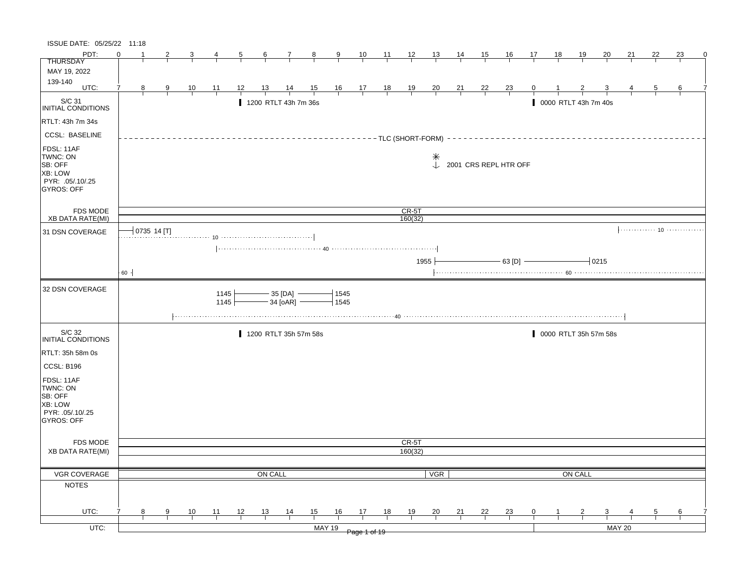ISSUE DATE: 05/25/22 11:18

**THURSDAY**
MAY 19, 2022
139-140

| PDT: | 0 | 1 | 2 | 3 | 4 | 5 | 6 | 7 | 8 | 9 | 10 | 11 | 12 | 13 | 14 | 15 | 16 | 17 | 18 | 19 | 20 | 21 | 22 | 23 | 0 |
|---|---|---|---|---|---|---|---|---|---|---|---|---|---|---|---|---|---|---|---|---|---|---|---|---|---|
| UTC: | 7 | 8 | 9 | 10 | 11 | 12 | 13 | 14 | 15 | 16 | 17 | 18 | 19 | 20 | 21 | 22 | 23 | 0 | 1 | 2 | 3 | 4 | 5 | 6 | 7 |

## S/C 31 INITIAL CONDITIONS

- RTLT: 43h 7m 34s
- CCSL: BASELINE
- FDSL: 11AF
- TWNC: ON
- SB: OFF
- XB: LOW
- PYR: .05/.10/.25
- GYROS: OFF

Events:
- 1200 RTLT 43h 7m 36s
- 0000 RTLT 43h 7m 40s
- TLC (SHORT-FORM)
- 2001 CRS REPL HTR OFF

FDS MODE: CR-5T
XB DATA RATE(MI): 160(32)

### 31 DSN COVERAGE

- 0735 14 [T]
- 10 (to ~1500)
- 40 (1100 to 2000)
- 1955 — 63 [D] — 0215
- 60 (to ~0735); 60 (from 2000)
- 10 (from ~0400)

### 32 DSN COVERAGE

- 1145 — 35 [DA] — 1545
- 1145 — 34 [oAR] — 1545
- 40 (~0900 to ~0345)

## S/C 32 INITIAL CONDITIONS

- RTLT: 35h 58m 0s
- CCSL: B196
- FDSL: 11AF
- TWNC: ON
- SB: OFF
- XB: LOW
- PYR: .05/.10/.25
- GYROS: OFF

Events:
- 1200 RTLT 35h 57m 58s
- 0000 RTLT 35h 57m 58s

FDS MODE: CR-5T
XB DATA RATE(MI): 160(32)

VGR COVERAGE: ON CALL | VGR | ON CALL

NOTES

UTC: MAY 19 | MAY 20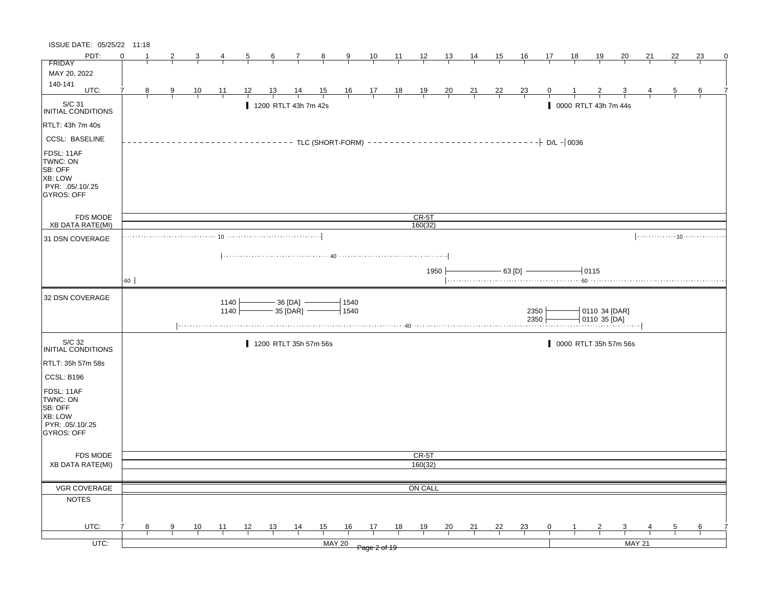ISSUE DATE: 05/25/22 11:18

**FRIDAY**
MAY 20, 2022
140-141

PDT: 0 1 2 3 4 5 6 7 8 9 10 11 12 13 14 15 16 17 18 19 20 21 22 23 0

UTC: 7 8 9 10 11 12 13 14 15 16 17 18 19 20 21 22 23 0 1 2 3 4 5 6 7

## S/C 31 INITIAL CONDITIONS

RTLT: 43h 7m 40s
CCSL: BASELINE
FDSL: 11AF
TWNC: ON
SB: OFF
XB: LOW
PYR: .05/.10/.25
GYROS: OFF

- 1200 RTLT 43h 7m 42s
- 0000 RTLT 43h 7m 44s
- TLC (SHORT-FORM) — D/L — 0036

| FDS MODE | CR-5T |
|---|---|
| XB DATA RATE(MI) | 160(32) |

## 31 DSN COVERAGE

- 10 (until ~15 PDT)
- 40 (from ~4 PDT to ~13 PDT)
- 1950 — 63 [D] — 0115
- 60 (until ~0 PDT); 60 (from ~13 PDT)
- 10 (from ~21 PDT)

## 32 DSN COVERAGE

- 1140 — 36 [DA] — 1540
- 1140 — 35 [DAR] — 1540
- 2350 — 0110 34 [DAR]
- 2350 — 0110 35 [DA]
- 40 (from ~2 PDT to ~20 PDT)

## S/C 32 INITIAL CONDITIONS

RTLT: 35h 57m 58s
CCSL: B196
FDSL: 11AF
TWNC: ON
SB: OFF
XB: LOW
PYR: .05/.10/.25
GYROS: OFF

- 1200 RTLT 35h 57m 56s
- 0000 RTLT 35h 57m 56s

| FDS MODE | CR-5T |
|---|---|
| XB DATA RATE(MI) | 160(32) |

| VGR COVERAGE | ON CALL |
|---|---|
| NOTES | |

UTC: MAY 20 | MAY 21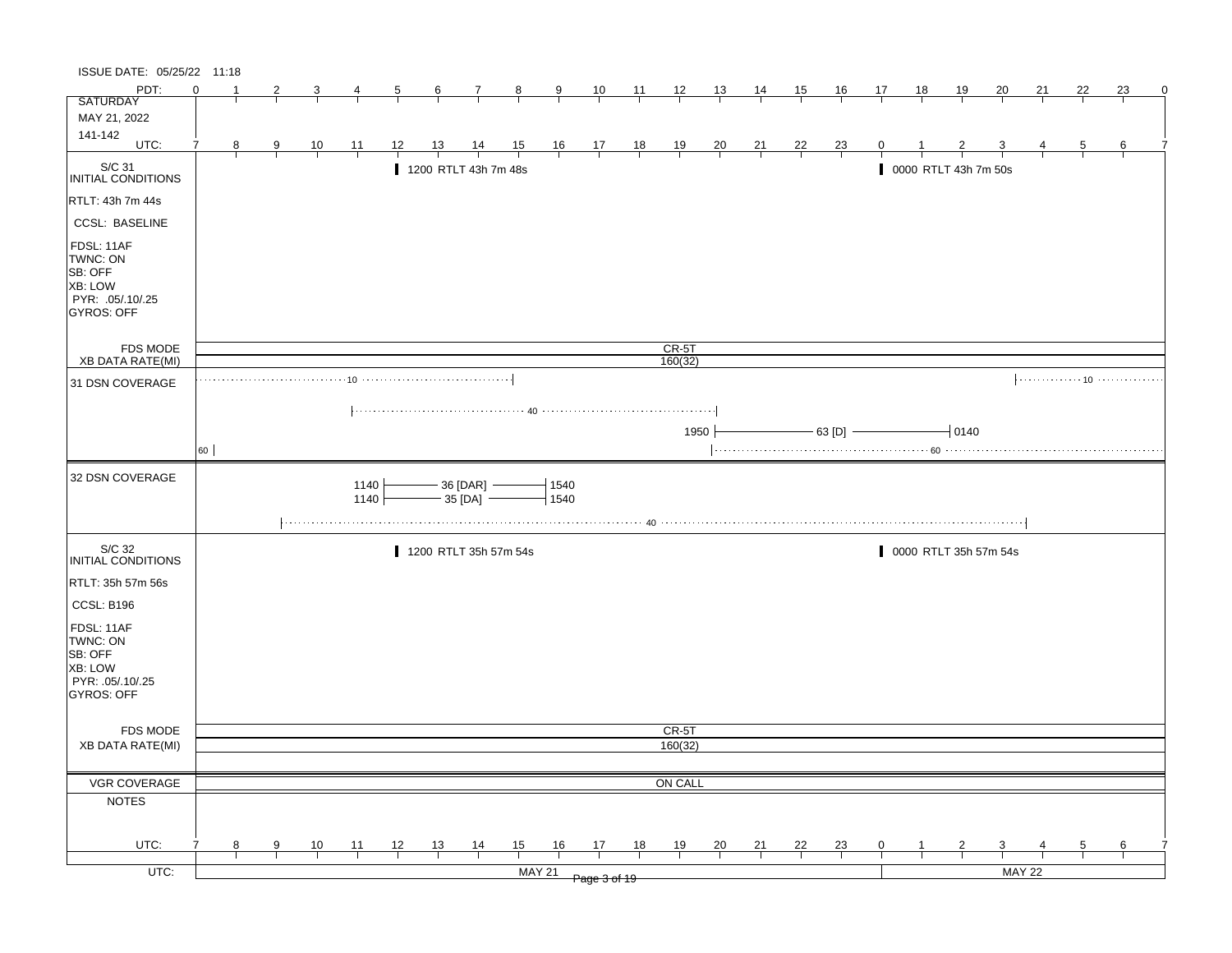ISSUE DATE: 05/25/22 11:18

| PDT: | 0 | 1 | 2 | 3 | 4 | 5 | 6 | 7 | 8 | 9 | 10 | 11 | 12 | 13 | 14 | 15 | 16 | 17 | 18 | 19 | 20 | 21 | 22 | 23 | 0 |
|---|---|---|---|---|---|---|---|---|---|---|---|---|---|---|---|---|---|---|---|---|---|---|---|---|---|
| SATURDAY MAY 21, 2022 141-142 | | | | | | | | | | | | | | | | | | | | | | | | | |
| UTC: | 7 | 8 | 9 | 10 | 11 | 12 | 13 | 14 | 15 | 16 | 17 | 18 | 19 | 20 | 21 | 22 | 23 | 0 | 1 | 2 | 3 | 4 | 5 | 6 | 7 |

## S/C 31 INITIAL CONDITIONS

- RTLT: 43h 7m 44s
- CCSL: BASELINE
- FDSL: 11AF
- TWNC: ON
- SB: OFF
- XB: LOW
- PYR: .05/.10/.25
- GYROS: OFF

Events:
- 1200 RTLT 43h 7m 48s
- 0000 RTLT 43h 7m 50s

| Item | Value |
|---|---|
| FDS MODE | CR-5T |
| XB DATA RATE(MI) | 160(32) |

## 31 DSN COVERAGE

- 10 (until ~1500 UTC)
- 40 (~1100 – 2000 UTC)
- 1950 — 63 [D] — 0140
- 60 (until ~0700 UTC); 60 (from ~2000 UTC)
- 10 (from ~0400 UTC)

## 32 DSN COVERAGE

- 1140 — 36 [DAR] — 1540
- 1140 — 35 [DA] — 1540
- 40 (~0900 – 0400 UTC)

## S/C 32 INITIAL CONDITIONS

- RTLT: 35h 57m 56s
- CCSL: B196
- FDSL: 11AF
- TWNC: ON
- SB: OFF
- XB: LOW
- PYR: .05/.10/.25
- GYROS: OFF

Events:
- 1200 RTLT 35h 57m 54s
- 0000 RTLT 35h 57m 54s

| Item | Value |
|---|---|
| FDS MODE | CR-5T |
| XB DATA RATE(MI) | 160(32) |
| VGR COVERAGE | ON CALL |
| NOTES | |

| UTC: | 7 | 8 | 9 | 10 | 11 | 12 | 13 | 14 | 15 | 16 | 17 | 18 | 19 | 20 | 21 | 22 | 23 | 0 | 1 | 2 | 3 | 4 | 5 | 6 | 7 |
|---|---|---|---|---|---|---|---|---|---|---|---|---|---|---|---|---|---|---|---|---|---|---|---|---|---|
| UTC: | MAY 21 | | | | | | | | | | | | | | | | | MAY 22 | | | | | | | |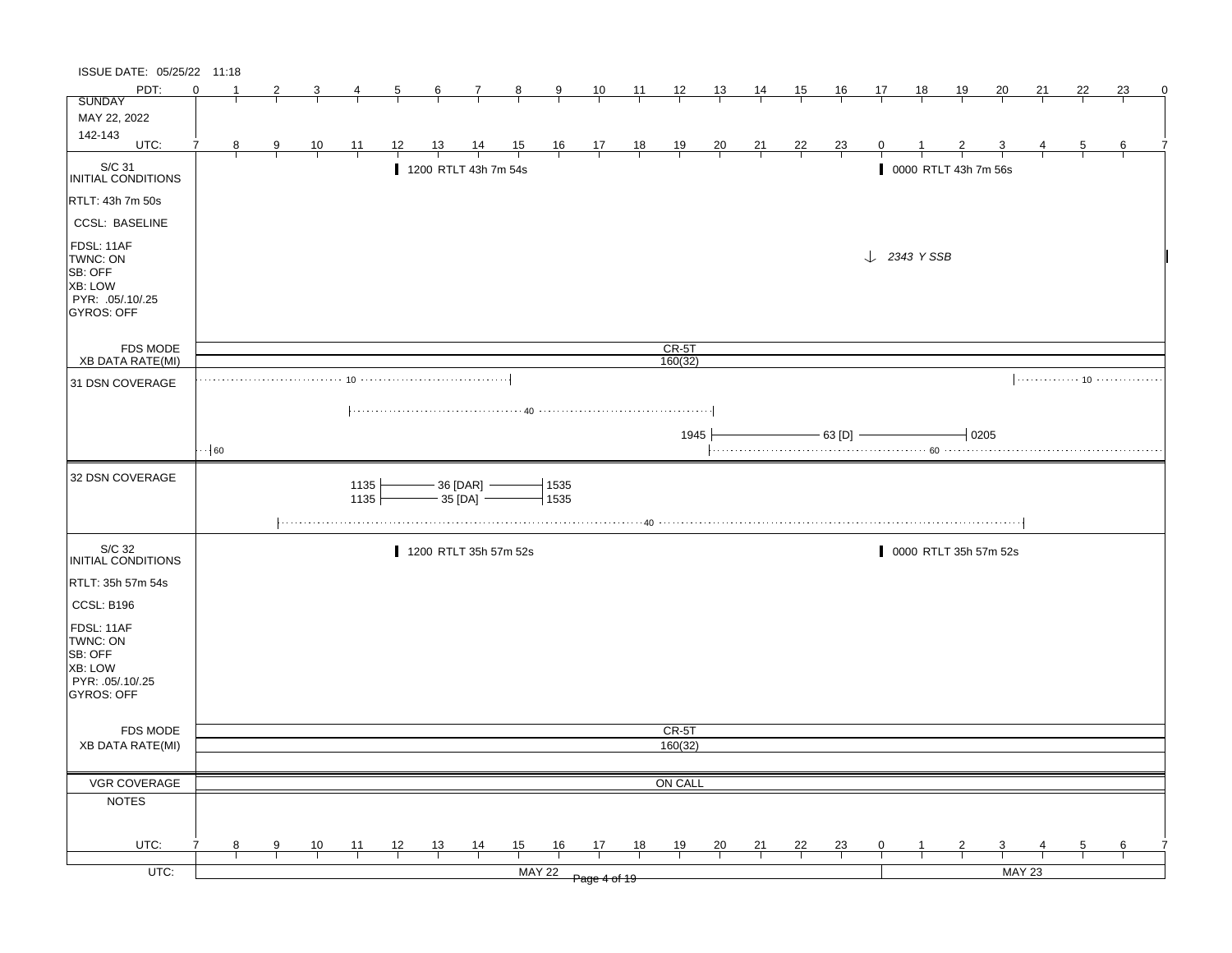ISSUE DATE: 05/25/22 11:18

**SUNDAY**
MAY 22, 2022
142-143

PDT: 0 1 2 3 4 5 6 7 8 9 10 11 12 13 14 15 16 17 18 19 20 21 22 23 0

UTC: 7 8 9 10 11 12 13 14 15 16 17 18 19 20 21 22 23 0 1 2 3 4 5 6 7

## S/C 31 INITIAL CONDITIONS

RTLT: 43h 7m 50s

CCSL: BASELINE

FDSL: 11AF
TWNC: ON
SB: OFF
XB: LOW
PYR: .05/.10/.25
GYROS: OFF

- 1200 RTLT 43h 7m 54s
- 0000 RTLT 43h 7m 56s
- 2343 Y SSB

| | |
|---|---|
| FDS MODE | CR-5T |
| XB DATA RATE(MI) | 160(32) |

## 31 DSN COVERAGE

- 10 (until ~15 UTC)
- 40 (~11 UTC – ~20 UTC)
- 1945 — 63 [D] — 0205
- 60 (until ~8 UTC)
- 60 (from ~20 UTC)
- 10 (from ~4 UTC)

## 32 DSN COVERAGE

- 1135 — 36 [DAR] — 1535
- 1135 — 35 [DA] — 1535
- 40 (~9 UTC – ~4 UTC)

## S/C 32 INITIAL CONDITIONS

RTLT: 35h 57m 54s

CCSL: B196

FDSL: 11AF
TWNC: ON
SB: OFF
XB: LOW
PYR: .05/.10/.25
GYROS: OFF

- 1200 RTLT 35h 57m 52s
- 0000 RTLT 35h 57m 52s

| | |
|---|---|
| FDS MODE | CR-5T |
| XB DATA RATE(MI) | 160(32) |

| | |
|---|---|
| VGR COVERAGE | ON CALL |
| NOTES | |

UTC: 7 8 9 10 11 12 13 14 15 16 17 18 19 20 21 22 23 0 1 2 3 4 5 6 7

UTC: MAY 22 | MAY 23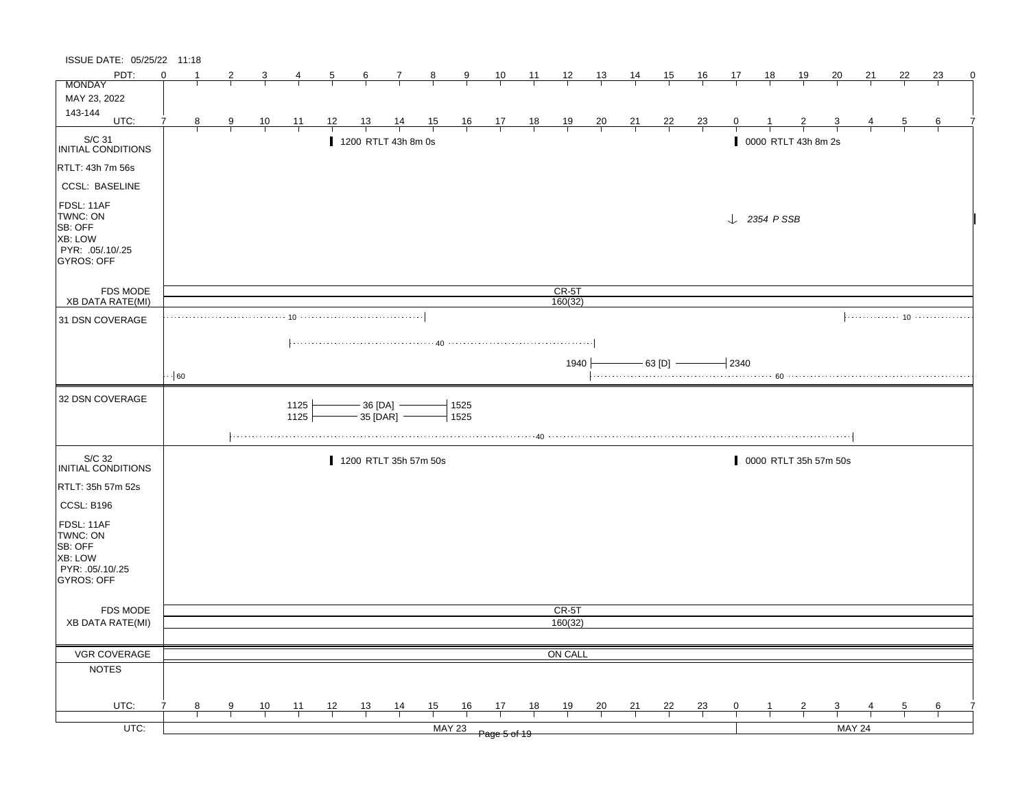ISSUE DATE: 05/25/22 11:18

| PDT: | 0 | 1 | 2 | 3 | 4 | 5 | 6 | 7 | 8 | 9 | 10 | 11 | 12 | 13 | 14 | 15 | 16 | 17 | 18 | 19 | 20 | 21 | 22 | 23 | 0 |
|---|---|---|---|---|---|---|---|---|---|---|---|---|---|---|---|---|---|---|---|---|---|---|---|---|---|
| **MONDAY** MAY 23, 2022 143-144 | | | | | | | | | | | | | | | | | | | | | | | | | |
| UTC: | 7 | 8 | 9 | 10 | 11 | 12 | 13 | 14 | 15 | 16 | 17 | 18 | 19 | 20 | 21 | 22 | 23 | 0 | 1 | 2 | 3 | 4 | 5 | 6 | 7 |

**S/C 31 INITIAL CONDITIONS**

- RTLT: 43h 7m 56s
- CCSL: BASELINE
- FDSL: 11AF
- TWNC: ON
- SB: OFF
- XB: LOW
- PYR: .05/.10/.25
- GYROS: OFF

Events:
- 1200 RTLT 43h 8m 0s
- 0000 RTLT 43h 8m 2s
- 2354 P SSB

FDS MODE: CR-5T

XB DATA RATE(MI): 160(32)

**31 DSN COVERAGE**

- 10 (through ~1500 UTC; resumes ~0400 UTC)
- 40 (~1100 to ~2000 UTC)
- 1940 — 63 [D] — 2340
- 60 (until ~0800 UTC; resumes ~2000 UTC)

**32 DSN COVERAGE**

- 1125 — 36 [DA] — 1525
- 1125 — 35 [DAR] — 1525
- 40 (~0900 to ~0400 UTC)

**S/C 32 INITIAL CONDITIONS**

- RTLT: 35h 57m 52s
- CCSL: B196
- FDSL: 11AF
- TWNC: ON
- SB: OFF
- XB: LOW
- PYR: .05/.10/.25
- GYROS: OFF

Events:
- 1200 RTLT 35h 57m 50s
- 0000 RTLT 35h 57m 50s

FDS MODE: CR-5T

XB DATA RATE(MI): 160(32)

VGR COVERAGE: ON CALL

NOTES:

| UTC: | 7 | 8 | 9 | 10 | 11 | 12 | 13 | 14 | 15 | 16 | 17 | 18 | 19 | 20 | 21 | 22 | 23 | 0 | 1 | 2 | 3 | 4 | 5 | 6 | 7 |
|---|---|---|---|---|---|---|---|---|---|---|---|---|---|---|---|---|---|---|---|---|---|---|---|---|---|

UTC: MAY 23 | MAY 24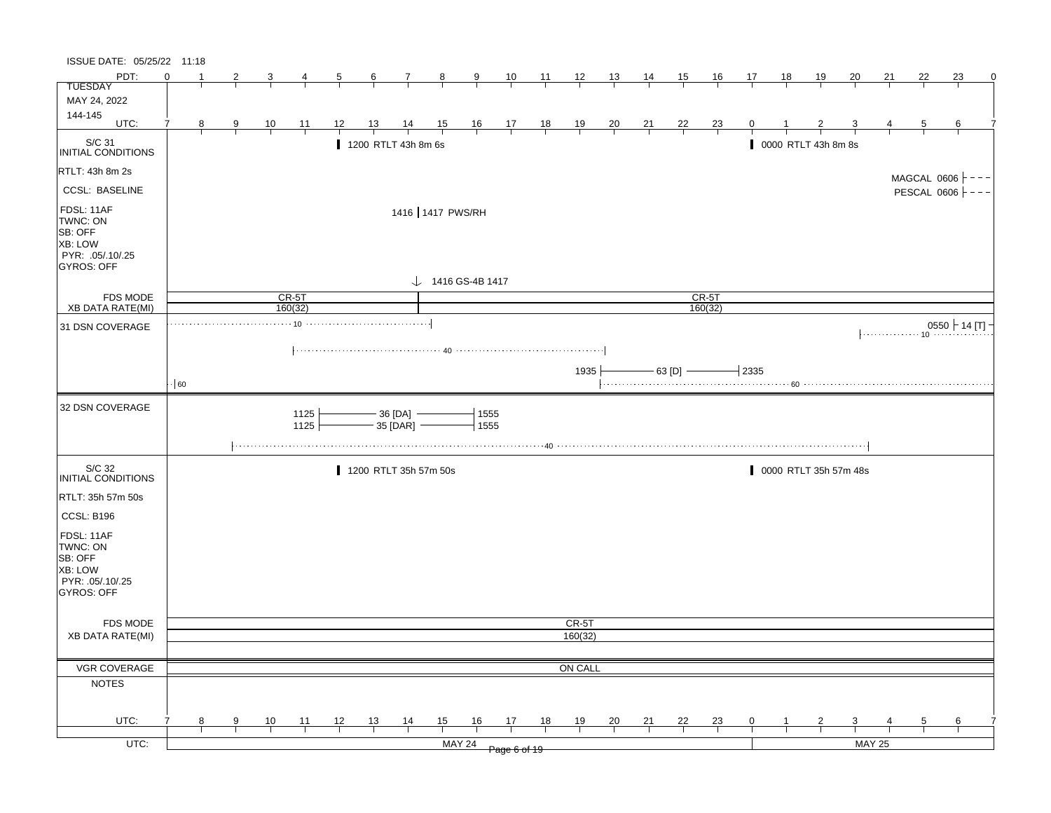ISSUE DATE: 05/25/22 11:18

| PDT: | 0 | 1 | 2 | 3 | 4 | 5 | 6 | 7 | 8 | 9 | 10 | 11 | 12 | 13 | 14 | 15 | 16 | 17 | 18 | 19 | 20 | 21 | 22 | 23 | 0 |
|---|---|---|---|---|---|---|---|---|---|---|---|---|---|---|---|---|---|---|---|---|---|---|---|---|---|
| UTC: | 7 | 8 | 9 | 10 | 11 | 12 | 13 | 14 | 15 | 16 | 17 | 18 | 19 | 20 | 21 | 22 | 23 | 0 | 1 | 2 | 3 | 4 | 5 | 6 | 7 |

TUESDAY
MAY 24, 2022
144-145

## S/C 31 INITIAL CONDITIONS

- RTLT: 43h 8m 2s
- CCSL: BASELINE
- FDSL: 11AF
- TWNC: ON
- SB: OFF
- XB: LOW
- PYR: .05/.10/.25
- GYROS: OFF

Events:
- 1200 RTLT 43h 8m 6s
- 0000 RTLT 43h 8m 8s
- MAGCAL 0606
- PESCAL 0606
- 1416 | 1417 PWS/RH
- 1416 GS-4B 1417

FDS MODE: CR-5T | CR-5T
XB DATA RATE(MI): 160(32) | 160(32)

## 31 DSN COVERAGE

- 10 (until ~1416)
- 0550 14 [T]
- 10 (from ~0300)
- 40 (~1100 to ~2000)
- 1935 — 63 [D] — 2335
- 60 (to ~0730)
- 60 (from ~1930)

## 32 DSN COVERAGE

- 1125 — 36 [DA] — 1555
- 1125 — 35 [DAR] — 1555
- 40 (~0930 to ~0315)

## S/C 32 INITIAL CONDITIONS

- RTLT: 35h 57m 50s
- CCSL: B196
- FDSL: 11AF
- TWNC: ON
- SB: OFF
- XB: LOW
- PYR: .05/.10/.25
- GYROS: OFF

Events:
- 1200 RTLT 35h 57m 50s
- 0000 RTLT 35h 57m 48s

FDS MODE: CR-5T
XB DATA RATE(MI): 160(32)

VGR COVERAGE: ON CALL

NOTES

UTC: MAY 24 | MAY 25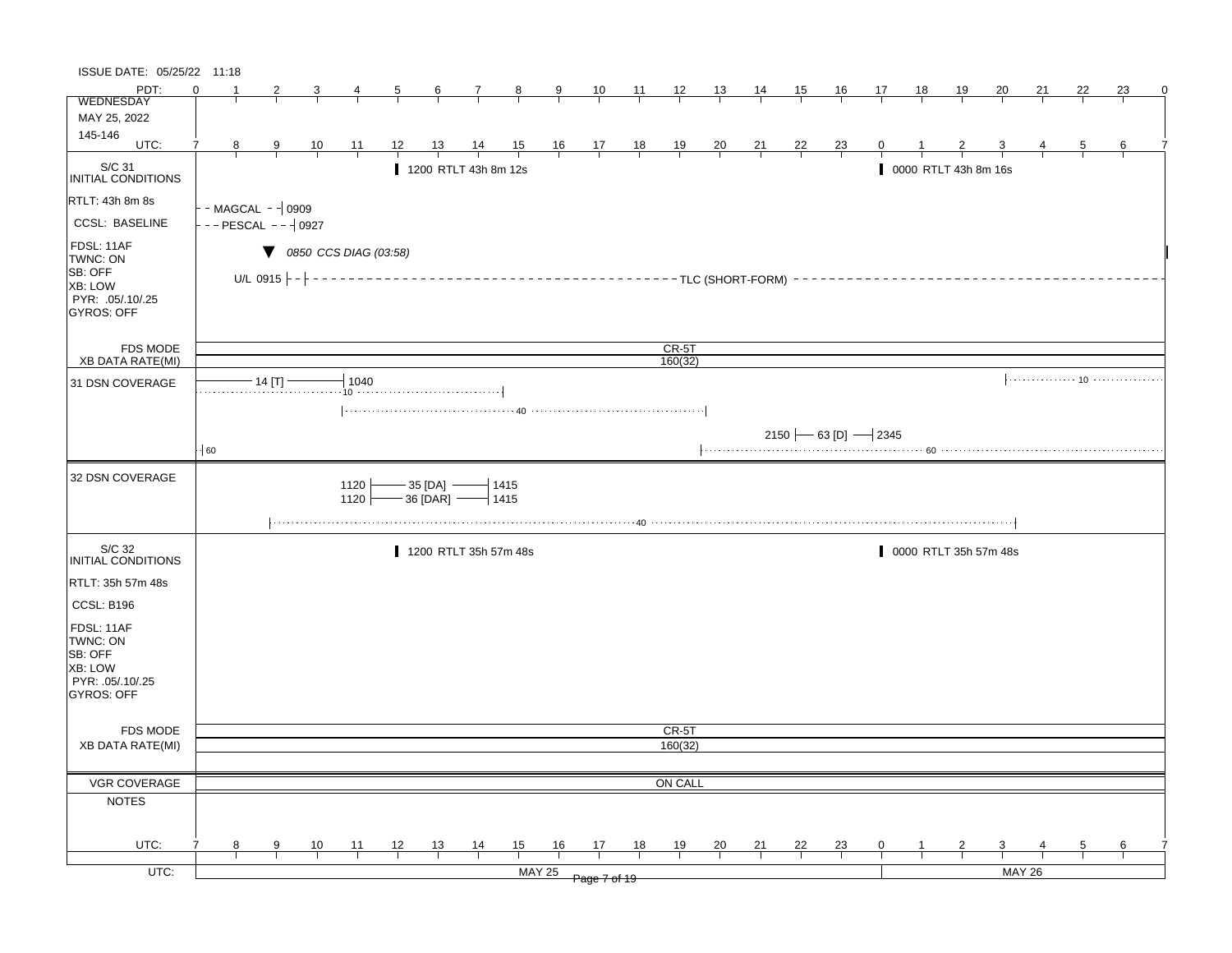ISSUE DATE: 05/25/22 11:18

**WEDNESDAY**
**MAY 25, 2022**
**145-146**

| PDT: | 0 | 1 | 2 | 3 | 4 | 5 | 6 | 7 | 8 | 9 | 10 | 11 | 12 | 13 | 14 | 15 | 16 | 17 | 18 | 19 | 20 | 21 | 22 | 23 | 0 |
|---|---|---|---|---|---|---|---|---|---|---|---|---|---|---|---|---|---|---|---|---|---|---|---|---|---|
| UTC: | 7 | 8 | 9 | 10 | 11 | 12 | 13 | 14 | 15 | 16 | 17 | 18 | 19 | 20 | 21 | 22 | 23 | 0 | 1 | 2 | 3 | 4 | 5 | 6 | 7 |

## S/C 31 INITIAL CONDITIONS

- RTLT: 43h 8m 8s
- CCSL: BASELINE
- FDSL: 11AF
- TWNC: ON
- SB: OFF
- XB: LOW
- PYR: .05/.10/.25
- GYROS: OFF

Events:

- 1200 RTLT 43h 8m 12s
- 0000 RTLT 43h 8m 16s
- MAGCAL – 0909
- PESCAL – 0927
- ▼ 0850 CCS DIAG (03:58)
- U/L 0915 – TLC (SHORT-FORM)

| FDS MODE | CR-5T |
|---|---|
| XB DATA RATE(MI) | 160(32) |

## 31 DSN COVERAGE

- 14 [T] – 1040
- 10 (to ~0915 PDT / ~1615 UTC)
- 40 (1040 – ~1900 UTC)
- 2150 — 63 [D] — 2345
- 60 (start of day)
- 60 (~1900 UTC onward)
- 10 (~0400 UTC onward)

## 32 DSN COVERAGE

- 1120 — 35 [DA] — 1415
- 1120 — 36 [DAR] — 1415
- 40 (~0900 – ~0300 UTC)

## S/C 32 INITIAL CONDITIONS

- RTLT: 35h 57m 48s
- CCSL: B196
- FDSL: 11AF
- TWNC: ON
- SB: OFF
- XB: LOW
- PYR: .05/.10/.25
- GYROS: OFF

Events:

- 1200 RTLT 35h 57m 48s
- 0000 RTLT 35h 57m 48s

| FDS MODE | CR-5T |
|---|---|
| XB DATA RATE(MI) | 160(32) |

| VGR COVERAGE | ON CALL |
|---|---|
| NOTES | |

| UTC: | MAY 25 | MAY 26 |
|---|---|---|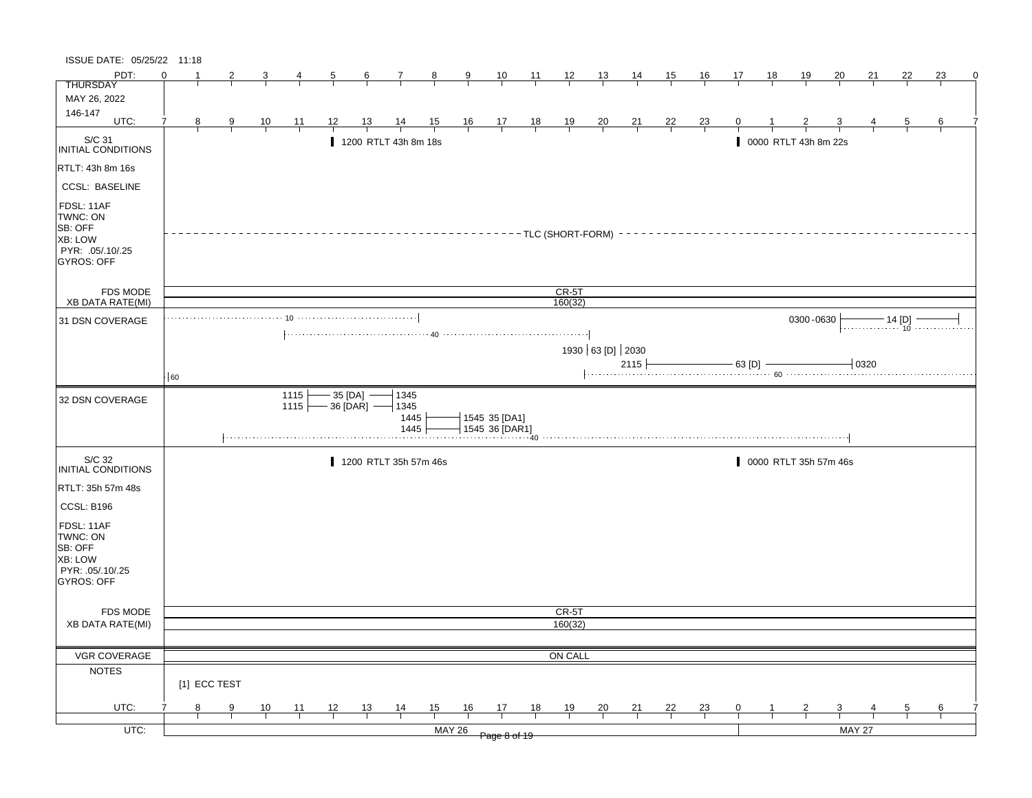ISSUE DATE: 05/25/22 11:18

**THURSDAY**
**MAY 26, 2022**
**146-147**

| PDT: | 0 | 1 | 2 | 3 | 4 | 5 | 6 | 7 | 8 | 9 | 10 | 11 | 12 | 13 | 14 | 15 | 16 | 17 | 18 | 19 | 20 | 21 | 22 | 23 | 0 |
|---|---|---|---|---|---|---|---|---|---|---|---|---|---|---|---|---|---|---|---|---|---|---|---|---|---|
| UTC: | 7 | 8 | 9 | 10 | 11 | 12 | 13 | 14 | 15 | 16 | 17 | 18 | 19 | 20 | 21 | 22 | 23 | 0 | 1 | 2 | 3 | 4 | 5 | 6 | 7 |

## S/C 31 INITIAL CONDITIONS

- RTLT: 43h 8m 16s
- CCSL: BASELINE
- FDSL: 11AF
- TWNC: ON
- SB: OFF
- XB: LOW
- PYR: .05/.10/.25
- GYROS: OFF

Events:
- 1200 RTLT 43h 8m 18s
- 0000 RTLT 43h 8m 22s
- TLC (SHORT-FORM) (entire day)

FDS MODE: CR-5T

XB DATA RATE(MI): 160(32)

## 31 DSN COVERAGE

- 10 (0700–1400 UTC)
- 40 (1100–1900 UTC)
- 1930 | 63 [D] | 2030
- 2115 — 63 [D] — 0320
- 60 (to 0700 UTC)
- 60 (from 1900 UTC)
- 0300-0630 — 14 [D]
- 10 (from 0300 UTC)

## 32 DSN COVERAGE

- 1115 — 35 [DA] — 1345
- 1115 — 36 [DAR] — 1345
- 1445 — 1545 35 [DA1]
- 1445 — 1545 36 [DAR1]
- 40 (0900–0300 UTC)

## S/C 32 INITIAL CONDITIONS

- RTLT: 35h 57m 48s
- CCSL: B196
- FDSL: 11AF
- TWNC: ON
- SB: OFF
- XB: LOW
- PYR: .05/.10/.25
- GYROS: OFF

Events:
- 1200 RTLT 35h 57m 46s
- 0000 RTLT 35h 57m 46s

FDS MODE: CR-5T

XB DATA RATE(MI): 160(32)

## VGR COVERAGE

ON CALL

## NOTES

[1] ECC TEST

UTC: MAY 26 | MAY 27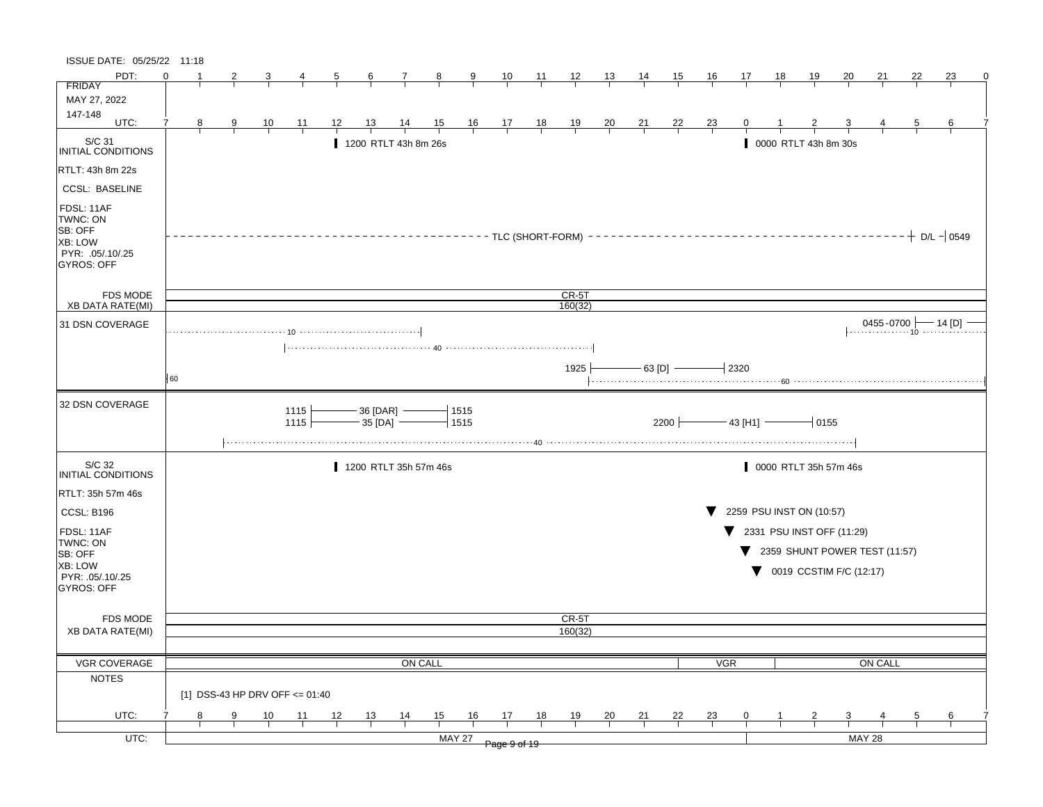ISSUE DATE: 05/25/22 11:18

**FRIDAY**
**MAY 27, 2022**
**147-148**

| PDT: | 0 | 1 | 2 | 3 | 4 | 5 | 6 | 7 | 8 | 9 | 10 | 11 | 12 | 13 | 14 | 15 | 16 | 17 | 18 | 19 | 20 | 21 | 22 | 23 | 0 |
|---|---|---|---|---|---|---|---|---|---|---|---|---|---|---|---|---|---|---|---|---|---|---|---|---|---|
| UTC: | 7 | 8 | 9 | 10 | 11 | 12 | 13 | 14 | 15 | 16 | 17 | 18 | 19 | 20 | 21 | 22 | 23 | 0 | 1 | 2 | 3 | 4 | 5 | 6 | 7 |

## S/C 31 INITIAL CONDITIONS

- RTLT: 43h 8m 22s
- CCSL: BASELINE
- FDSL: 11AF
- TWNC: ON
- SB: OFF
- XB: LOW
- PYR: .05/.10/.25
- GYROS: OFF

Events:
- 1200 RTLT 43h 8m 26s
- 0000 RTLT 43h 8m 30s
- TLC (SHORT-FORM) — D/L — 0549

FDS MODE: CR-5T
XB DATA RATE(MI): 160(32)

## 31 DSN COVERAGE

- 10 (until ~1500 UTC)
- 40 (1100 – 1900 UTC)
- 1925 — 63 [D] — 2320
- 60
- 0455-0700 — 14 [D]; 10

## 32 DSN COVERAGE

- 1115 — 36 [DAR] — 1515
- 1115 — 35 [DA] — 1515
- 2200 — 43 [H1] — 0155
- 40

## S/C 32 INITIAL CONDITIONS

- RTLT: 35h 57m 46s
- CCSL: B196
- FDSL: 11AF
- TWNC: ON
- SB: OFF
- XB: LOW
- PYR: .05/.10/.25
- GYROS: OFF

Events:
- 1200 RTLT 35h 57m 46s
- 0000 RTLT 35h 57m 46s
- 2259 PSU INST ON (10:57)
- 2331 PSU INST OFF (11:29)
- 2359 SHUNT POWER TEST (11:57)
- 0019 CCSTIM F/C (12:17)

FDS MODE: CR-5T
XB DATA RATE(MI): 160(32)

## VGR COVERAGE

ON CALL | VGR | ON CALL

## NOTES

[1] DSS-43 HP DRV OFF <= 01:40

UTC: MAY 27 | MAY 28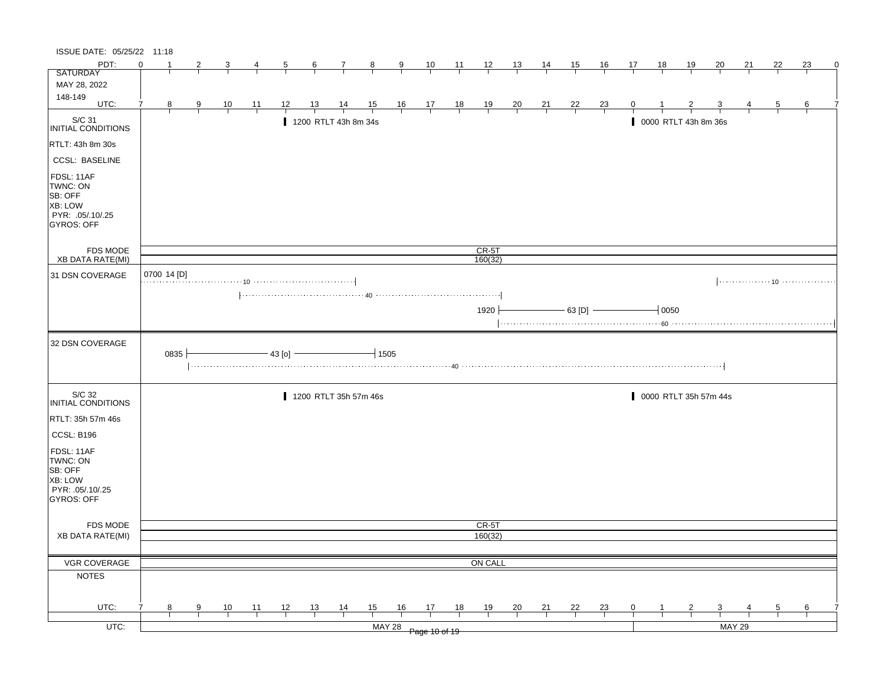ISSUE DATE: 05/25/22 11:18

| PDT: | 0 | 1 | 2 | 3 | 4 | 5 | 6 | 7 | 8 | 9 | 10 | 11 | 12 | 13 | 14 | 15 | 16 | 17 | 18 | 19 | 20 | 21 | 22 | 23 | 0 |
|---|---|---|---|---|---|---|---|---|---|---|---|---|---|---|---|---|---|---|---|---|---|---|---|---|---|
| SATURDAY<br>MAY 28, 2022<br>148-149 | | | | | | | | | | | | | | | | | | | | | | | | | |
| UTC: | 7 | 8 | 9 | 10 | 11 | 12 | 13 | 14 | 15 | 16 | 17 | 18 | 19 | 20 | 21 | 22 | 23 | 0 | 1 | 2 | 3 | 4 | 5 | 6 | 7 |

**S/C 31 INITIAL CONDITIONS**

- RTLT: 43h 8m 30s
- CCSL: BASELINE
- FDSL: 11AF
- TWNC: ON
- SB: OFF
- XB: LOW
- PYR: .05/.10/.25
- GYROS: OFF

Events:
- 1200 RTLT 43h 8m 34s
- 0000 RTLT 43h 8m 36s

FDS MODE: CR-5T

XB DATA RATE(MI): 160(32)

**31 DSN COVERAGE**

- 0700 14 [D] (10) — to ~1405 UTC
- 10 — from ~0300 UTC (May 29) to end
- 40 — from ~1050 to ~1920 UTC
- 1920 — 63 [D] — 0050
- 60 — from ~1920 UTC to end

**32 DSN COVERAGE**

- 0835 — 43 [o] — 1505
- 40 — from ~0835 UTC to ~0305 UTC (May 29)

**S/C 32 INITIAL CONDITIONS**

- RTLT: 35h 57m 46s
- CCSL: B196
- FDSL: 11AF
- TWNC: ON
- SB: OFF
- XB: LOW
- PYR: .05/.10/.25
- GYROS: OFF

Events:
- 1200 RTLT 35h 57m 46s
- 0000 RTLT 35h 57m 44s

FDS MODE: CR-5T

XB DATA RATE(MI): 160(32)

VGR COVERAGE: ON CALL

NOTES

| UTC: | 7 | 8 | 9 | 10 | 11 | 12 | 13 | 14 | 15 | 16 | 17 | 18 | 19 | 20 | 21 | 22 | 23 | 0 | 1 | 2 | 3 | 4 | 5 | 6 | 7 |
|---|---|---|---|---|---|---|---|---|---|---|---|---|---|---|---|---|---|---|---|---|---|---|---|---|---|
| UTC: | MAY 28 | | | | | | | | | | | | | | | | | MAY 29 | | | | | | | |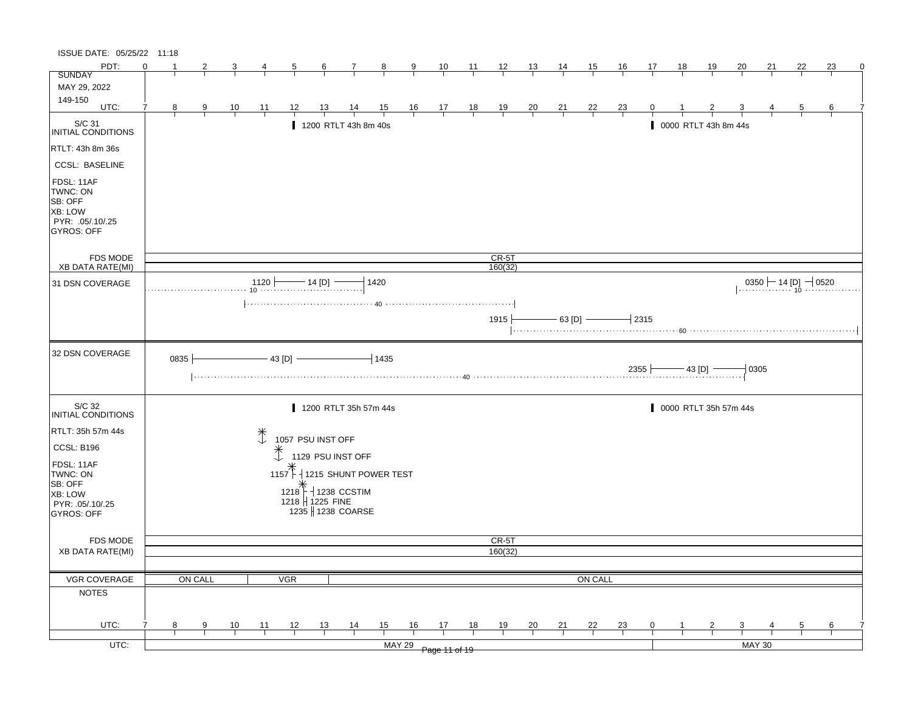ISSUE DATE: 05/25/22 11:18

| PDT: | 0 | 1 | 2 | 3 | 4 | 5 | 6 | 7 | 8 | 9 | 10 | 11 | 12 | 13 | 14 | 15 | 16 | 17 | 18 | 19 | 20 | 21 | 22 | 23 | 0 |
|---|---|---|---|---|---|---|---|---|---|---|---|---|---|---|---|---|---|---|---|---|---|---|---|---|---|
| UTC: | 7 | 8 | 9 | 10 | 11 | 12 | 13 | 14 | 15 | 16 | 17 | 18 | 19 | 20 | 21 | 22 | 23 | 0 | 1 | 2 | 3 | 4 | 5 | 6 | 7 |

SUNDAY
MAY 29, 2022
149-150

## S/C 31 INITIAL CONDITIONS

RTLT: 43h 8m 36s
CCSL: BASELINE
FDSL: 11AF
TWNC: ON
SB: OFF
XB: LOW
PYR: .05/.10/.25
GYROS: OFF

- 1200 RTLT 43h 8m 40s
- 0000 RTLT 43h 8m 44s

FDS MODE: CR-5T
XB DATA RATE(MI): 160(32)

## 31 DSN COVERAGE

- 1120 — 14 [D] — 1420 (10 / 40)
- 1915 — 63 [D] — 2315 (60)
- 0350 — 14 [D] — 0520 (10)

## 32 DSN COVERAGE

- 0835 — 43 [D] — 1435 (40)
- 2355 — 43 [D] — 0305

## S/C 32 INITIAL CONDITIONS

RTLT: 35h 57m 44s
CCSL: B196
FDSL: 11AF
TWNC: ON
SB: OFF
XB: LOW
PYR: .05/.10/.25
GYROS: OFF

- 1200 RTLT 35h 57m 44s
- 0000 RTLT 35h 57m 44s
- 1057 PSU INST OFF
- 1129 PSU INST OFF
- 1157 – 1215 SHUNT POWER TEST
- 1218 – 1238 CCSTIM
- 1218 – 1225 FINE
- 1235 – 1238 COARSE

FDS MODE: CR-5T
XB DATA RATE(MI): 160(32)

## VGR COVERAGE

ON CALL | VGR | ON CALL

## NOTES

UTC: MAY 29 | MAY 30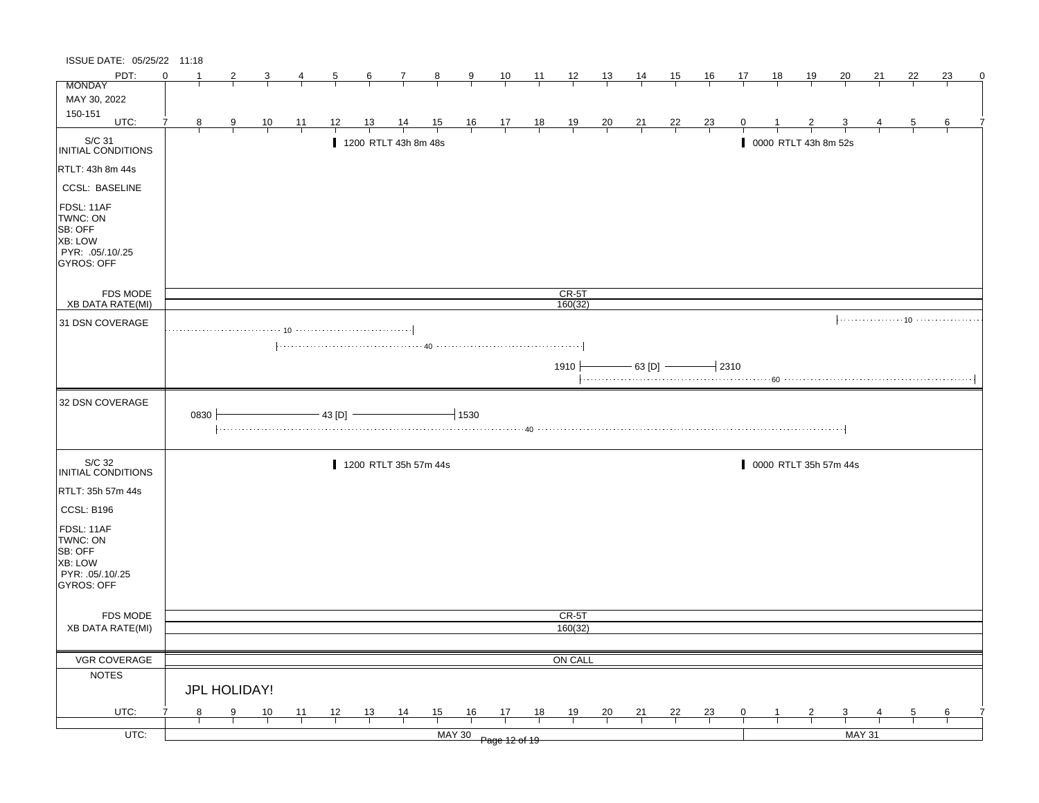ISSUE DATE: 05/25/22 11:18

**MONDAY**
MAY 30, 2022
150-151

| PDT: | 0 | 1 | 2 | 3 | 4 | 5 | 6 | 7 | 8 | 9 | 10 | 11 | 12 | 13 | 14 | 15 | 16 | 17 | 18 | 19 | 20 | 21 | 22 | 23 | 0 |
|---|---|---|---|---|---|---|---|---|---|---|---|---|---|---|---|---|---|---|---|---|---|---|---|---|---|
| UTC: | 7 | 8 | 9 | 10 | 11 | 12 | 13 | 14 | 15 | 16 | 17 | 18 | 19 | 20 | 21 | 22 | 23 | 0 | 1 | 2 | 3 | 4 | 5 | 6 | 7 |

**S/C 31 INITIAL CONDITIONS**

RTLT: 43h 8m 44s
CCSL: BASELINE
FDSL: 11AF
TWNC: ON
SB: OFF
XB: LOW
PYR: .05/.10/.25
GYROS: OFF

- 1200 RTLT 43h 8m 48s
- 0000 RTLT 43h 8m 52s

FDS MODE: CR-5T
XB DATA RATE(MI): 160(32)

**31 DSN COVERAGE**

- 10 (to 15 UTC)
- 40 (11 – 19 UTC)
- 1910 — 63 [D] — 2310
- 60 (19 – 7 UTC)
- 10 (3 UTC –)

**32 DSN COVERAGE**

- 0830 — 43 [D] — 1530
- 40 (8 – 3 UTC)

**S/C 32 INITIAL CONDITIONS**

RTLT: 35h 57m 44s
CCSL: B196
FDSL: 11AF
TWNC: ON
SB: OFF
XB: LOW
PYR: .05/.10/.25
GYROS: OFF

- 1200 RTLT 35h 57m 44s
- 0000 RTLT 35h 57m 44s

FDS MODE: CR-5T
XB DATA RATE(MI): 160(32)

VGR COVERAGE: ON CALL

**NOTES**

JPL HOLIDAY!

UTC: MAY 30 | MAY 31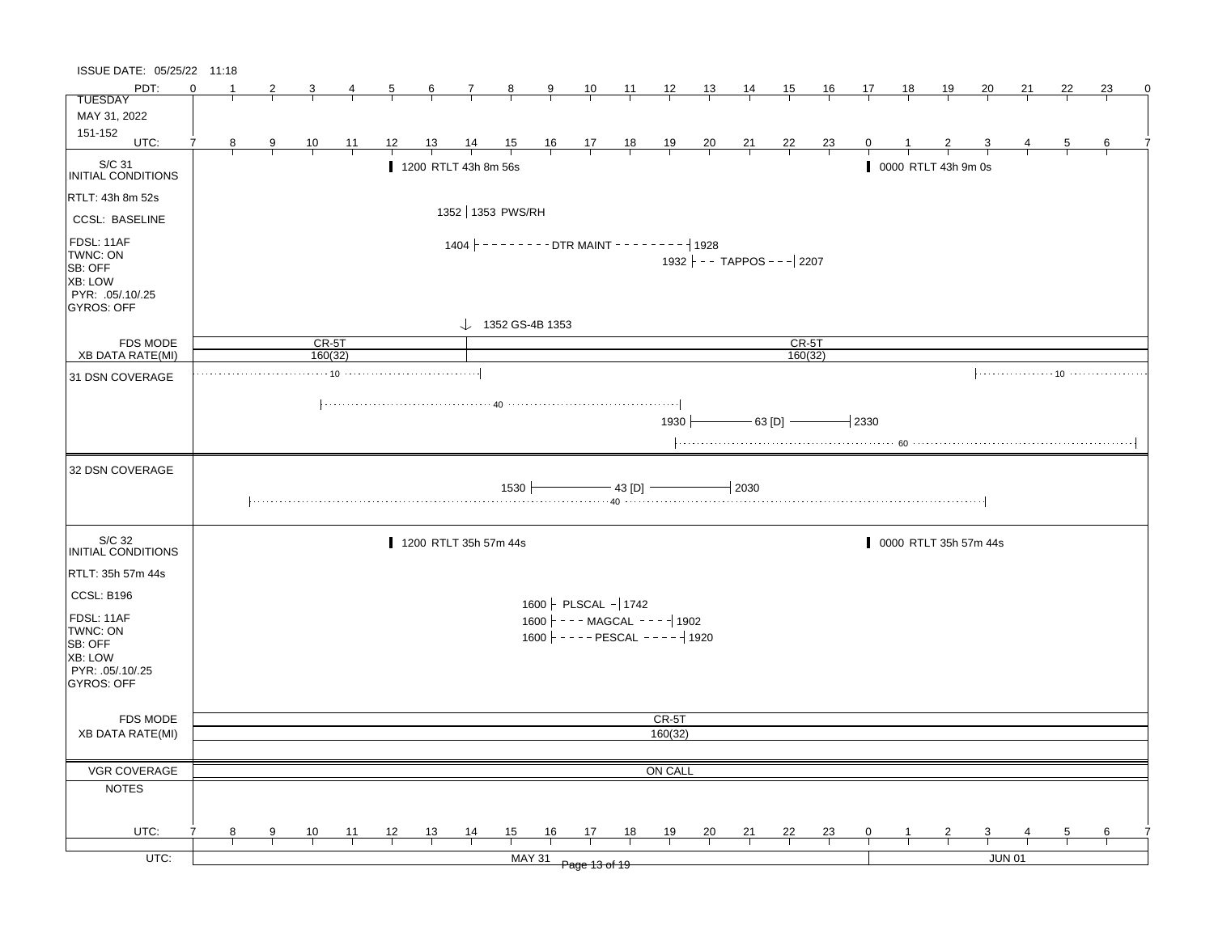ISSUE DATE: 05/25/22 11:18

| PDT: | 0 | 1 | 2 | 3 | 4 | 5 | 6 | 7 | 8 | 9 | 10 | 11 | 12 | 13 | 14 | 15 | 16 | 17 | 18 | 19 | 20 | 21 | 22 | 23 | 0 |
|---|---|---|---|---|---|---|---|---|---|---|---|---|---|---|---|---|---|---|---|---|---|---|---|---|---|
| UTC: | 7 | 8 | 9 | 10 | 11 | 12 | 13 | 14 | 15 | 16 | 17 | 18 | 19 | 20 | 21 | 22 | 23 | 0 | 1 | 2 | 3 | 4 | 5 | 6 | 7 |

TUESDAY
MAY 31, 2022
151-152

## S/C 31 INITIAL CONDITIONS

- RTLT: 43h 8m 52s
- CCSL: BASELINE
- FDSL: 11AF
- TWNC: ON
- SB: OFF
- XB: LOW
- PYR: .05/.10/.25
- GYROS: OFF

Events:
- 1200 RTLT 43h 8m 56s
- 0000 RTLT 43h 9m 0s
- 1352 | 1353 PWS/RH
- 1404 - - - DTR MAINT - - - 1928
- 1932 - - - TAPPOS - - - 2207
- 1352 GS-4B 1353

FDS MODE: CR-5T / CR-5T

XB DATA RATE(MI): 160(32) / 160(32)

## 31 DSN COVERAGE

- 10 (until ~1411)
- 10 (from ~0300)
- 40 (~1000 to ~1912)
- 1930 — 63 [D] — 2330
- 60 (~1912 to ~0636)

## 32 DSN COVERAGE

- 1530 — 43 [D] — 2030
- 40 (~0840 to ~0300)

## S/C 32 INITIAL CONDITIONS

- RTLT: 35h 57m 44s
- CCSL: B196
- FDSL: 11AF
- TWNC: ON
- SB: OFF
- XB: LOW
- PYR: .05/.10/.25
- GYROS: OFF

Events:
- 1200 RTLT 35h 57m 44s
- 0000 RTLT 35h 57m 44s
- 1600 - PLSCAL - 1742
- 1600 - - - MAGCAL - - - 1902
- 1600 - - - PESCAL - - - 1920

FDS MODE: CR-5T

XB DATA RATE(MI): 160(32)

VGR COVERAGE: ON CALL

NOTES

UTC: MAY 31 | JUN 01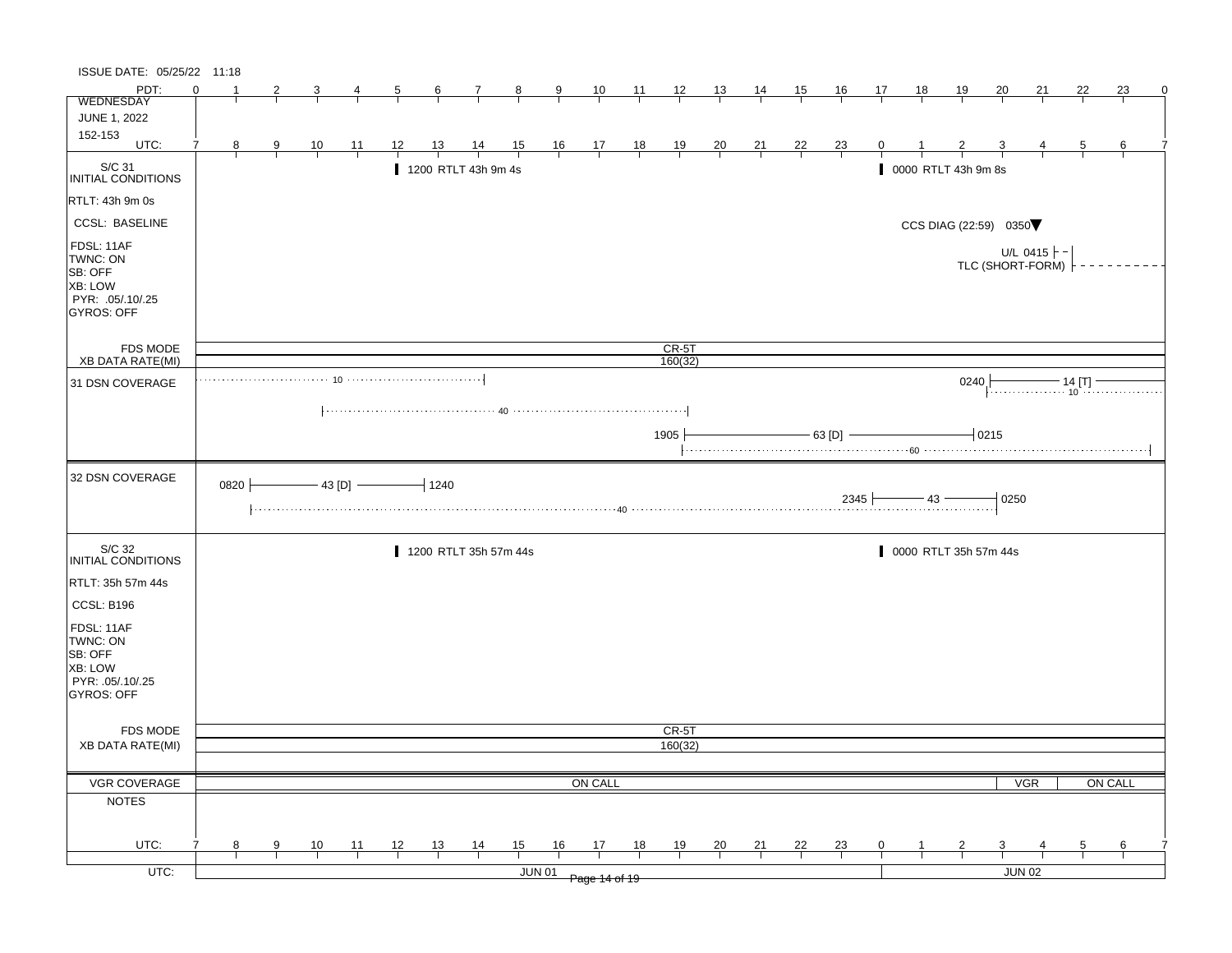ISSUE DATE: 05/25/22 11:18

| PDT: | 0 | 1 | 2 | 3 | 4 | 5 | 6 | 7 | 8 | 9 | 10 | 11 | 12 | 13 | 14 | 15 | 16 | 17 | 18 | 19 | 20 | 21 | 22 | 23 | 0 |
|---|---|---|---|---|---|---|---|---|---|---|---|---|---|---|---|---|---|---|---|---|---|---|---|---|---|
| WEDNESDAY JUNE 1, 2022 152-153 | | | | | | | | | | | | | | | | | | | | | | | | | |
| UTC: | 7 | 8 | 9 | 10 | 11 | 12 | 13 | 14 | 15 | 16 | 17 | 18 | 19 | 20 | 21 | 22 | 23 | 0 | 1 | 2 | 3 | 4 | 5 | 6 | 7 |

**S/C 31 INITIAL CONDITIONS**

RTLT: 43h 9m 0s
CCSL: BASELINE
FDSL: 11AF
TWNC: ON
SB: OFF
XB: LOW
PYR: .05/.10/.25
GYROS: OFF

- 1200 RTLT 43h 9m 4s
- 0000 RTLT 43h 9m 8s
- CCS DIAG (22:59) 0350▼
- U/L 0415
- TLC (SHORT-FORM)

FDS MODE: CR-5T
XB DATA RATE(MI): 160(32)

**31 DSN COVERAGE**

- 10 (to 0740 PDT)
- 40 (0300–1200 PDT)
- 1905 — 63 [D] — 0215
- 60 (from 1200 PDT)
- 0240 — 14 [T] — ; 10

**32 DSN COVERAGE**

- 0820 — 43 [D] — 1240
- 2345 — 43 — 0250
- 40

**S/C 32 INITIAL CONDITIONS**

RTLT: 35h 57m 44s
CCSL: B196
FDSL: 11AF
TWNC: ON
SB: OFF
XB: LOW
PYR: .05/.10/.25
GYROS: OFF

- 1200 RTLT 35h 57m 44s
- 0000 RTLT 35h 57m 44s

FDS MODE: CR-5T
XB DATA RATE(MI): 160(32)

VGR COVERAGE: ON CALL | VGR | ON CALL

NOTES

| UTC: | 7 | 8 | 9 | 10 | 11 | 12 | 13 | 14 | 15 | 16 | 17 | 18 | 19 | 20 | 21 | 22 | 23 | 0 | 1 | 2 | 3 | 4 | 5 | 6 | 7 |
|---|---|---|---|---|---|---|---|---|---|---|---|---|---|---|---|---|---|---|---|---|---|---|---|---|---|

UTC: JUN 01 | JUN 02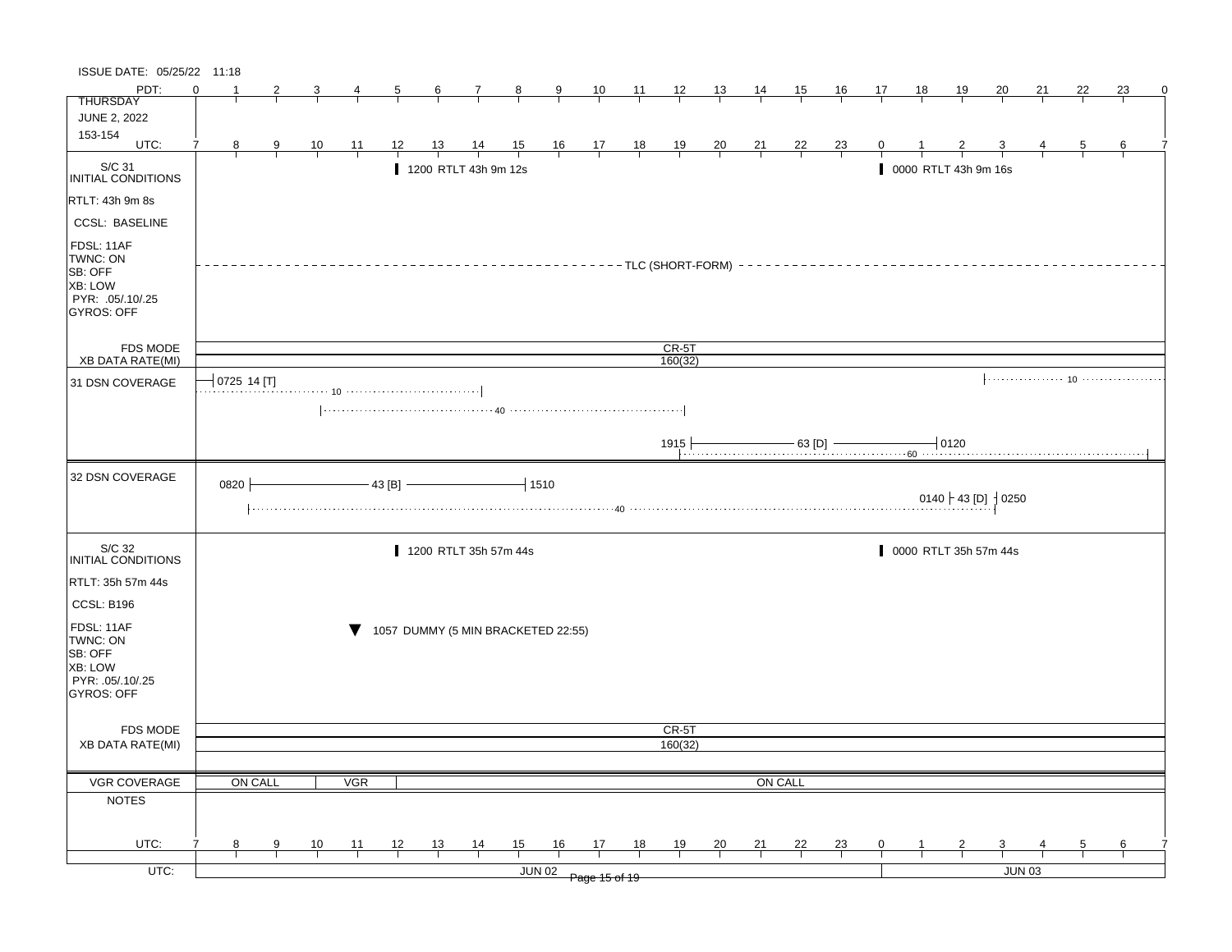ISSUE DATE: 05/25/22 11:18

| PDT: | 0 | 1 | 2 | 3 | 4 | 5 | 6 | 7 | 8 | 9 | 10 | 11 | 12 | 13 | 14 | 15 | 16 | 17 | 18 | 19 | 20 | 21 | 22 | 23 | 0 |
|---|---|---|---|---|---|---|---|---|---|---|---|---|---|---|---|---|---|---|---|---|---|---|---|---|---|
| THURSDAY JUNE 2, 2022 153-154 UTC: | 7 | 8 | 9 | 10 | 11 | 12 | 13 | 14 | 15 | 16 | 17 | 18 | 19 | 20 | 21 | 22 | 23 | 0 | 1 | 2 | 3 | 4 | 5 | 6 | 7 |

**S/C 31 INITIAL CONDITIONS**

RTLT: 43h 9m 8s
CCSL: BASELINE
FDSL: 11AF
TWNC: ON
SB: OFF
XB: LOW
PYR: .05/.10/.25
GYROS: OFF

- 1200 RTLT 43h 9m 12s
- 0000 RTLT 43h 9m 16s
- TLC (SHORT-FORM)

FDS MODE: CR-5T
XB DATA RATE(MI): 160(32)

**31 DSN COVERAGE**

- 0725 14 [T]
- 10
- 40
- 1915 — 63 [D] — 0120
- 60
- 10

**32 DSN COVERAGE**

- 0820 — 43 [B] — 1510
- 40
- 0140 — 43 [D] — 0250

**S/C 32 INITIAL CONDITIONS**

RTLT: 35h 57m 44s
CCSL: B196
FDSL: 11AF
TWNC: ON
SB: OFF
XB: LOW
PYR: .05/.10/.25
GYROS: OFF

- 1200 RTLT 35h 57m 44s
- 0000 RTLT 35h 57m 44s
- 1057 DUMMY (5 MIN BRACKETED 22:55)

FDS MODE: CR-5T
XB DATA RATE(MI): 160(32)

**VGR COVERAGE**: ON CALL | VGR | ON CALL

**NOTES**

UTC: JUN 02 | JUN 03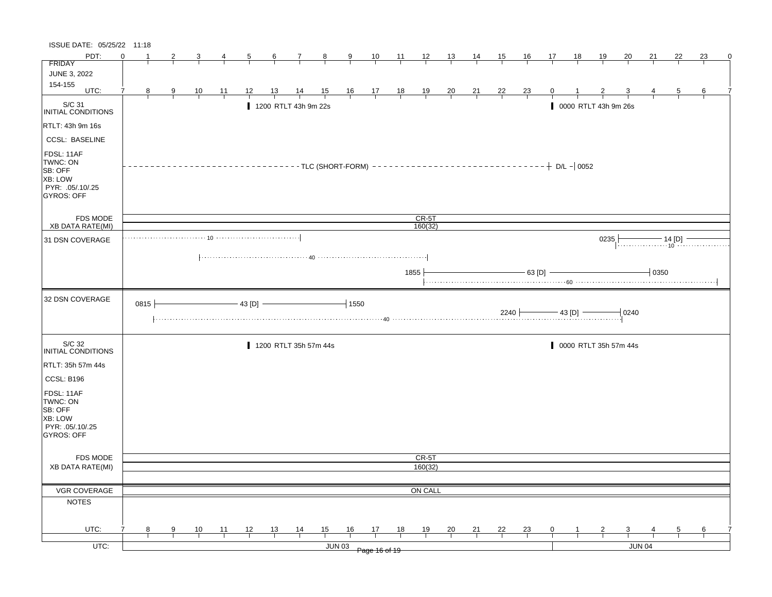ISSUE DATE: 05/25/22 11:18

| PDT: | 0 | 1 | 2 | 3 | 4 | 5 | 6 | 7 | 8 | 9 | 10 | 11 | 12 | 13 | 14 | 15 | 16 | 17 | 18 | 19 | 20 | 21 | 22 | 23 | 0 |
|---|---|---|---|---|---|---|---|---|---|---|---|---|---|---|---|---|---|---|---|---|---|---|---|---|---|
| FRIDAY JUNE 3, 2022 154-155 | | | | | | | | | | | | | | | | | | | | | | | | | |
| UTC: | 7 | 8 | 9 | 10 | 11 | 12 | 13 | 14 | 15 | 16 | 17 | 18 | 19 | 20 | 21 | 22 | 23 | 0 | 1 | 2 | 3 | 4 | 5 | 6 | 7 |

**S/C 31 INITIAL CONDITIONS**

- RTLT: 43h 9m 16s
- CCSL: BASELINE
- FDSL: 11AF
- TWNC: ON
- SB: OFF
- XB: LOW
- PYR: .05/.10/.25
- GYROS: OFF

1200 RTLT 43h 9m 22s

0000 RTLT 43h 9m 26s

TLC (SHORT-FORM) — D/L — 0052

| FDS MODE | CR-5T |
|---|---|
| XB DATA RATE(MI) | 160(32) |

**31 DSN COVERAGE**

- 10 (until ~14 UTC)
- 40 (~10 to ~19 UTC)
- 1855 — 63 [D] — 0350; 60
- 0235 — 14 [D]; 10

**32 DSN COVERAGE**

- 0815 — 43 [D] — 1550
- 2240 — 43 [D] — 0240
- 40

**S/C 32 INITIAL CONDITIONS**

- RTLT: 35h 57m 44s
- CCSL: B196
- FDSL: 11AF
- TWNC: ON
- SB: OFF
- XB: LOW
- PYR: .05/.10/.25
- GYROS: OFF

1200 RTLT 35h 57m 44s

0000 RTLT 35h 57m 44s

| FDS MODE | CR-5T |
|---|---|
| XB DATA RATE(MI) | 160(32) |

| VGR COVERAGE | ON CALL |
|---|---|
| NOTES | |

| UTC: | 7 | 8 | 9 | 10 | 11 | 12 | 13 | 14 | 15 | 16 | 17 | 18 | 19 | 20 | 21 | 22 | 23 | 0 | 1 | 2 | 3 | 4 | 5 | 6 | 7 |
|---|---|---|---|---|---|---|---|---|---|---|---|---|---|---|---|---|---|---|---|---|---|---|---|---|---|
| UTC: | JUN 03 | | | | | | | | | | | | | | | | | JUN 04 | | | | | | | |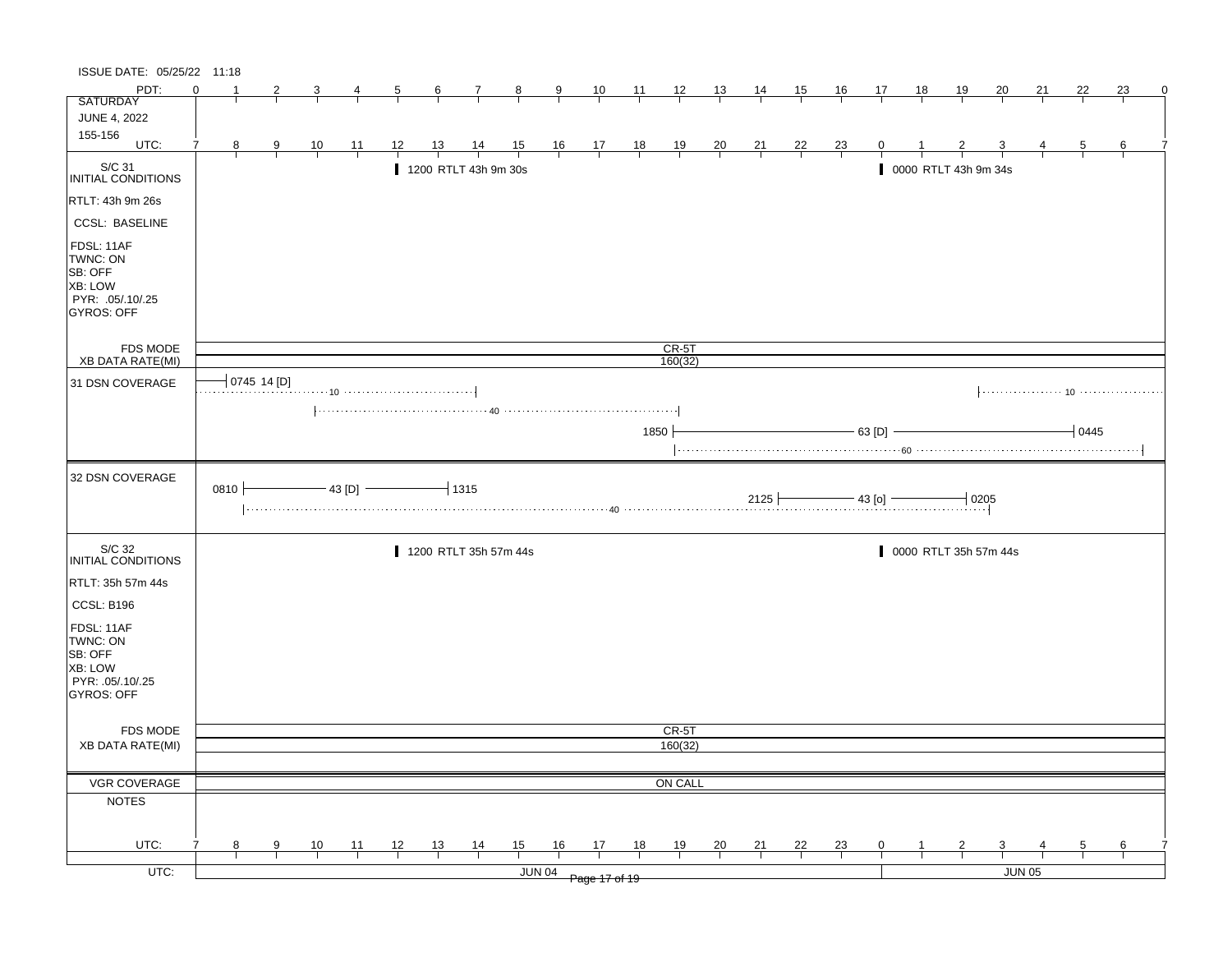ISSUE DATE: 05/25/22 11:18

| PDT: | 0 | 1 | 2 | 3 | 4 | 5 | 6 | 7 | 8 | 9 | 10 | 11 | 12 | 13 | 14 | 15 | 16 | 17 | 18 | 19 | 20 | 21 | 22 | 23 | 0 |
|---|---|---|---|---|---|---|---|---|---|---|---|---|---|---|---|---|---|---|---|---|---|---|---|---|---|
| SATURDAY<br>JUNE 4, 2022<br>155-156 | | | | | | | | | | | | | | | | | | | | | | | | | |
| UTC: | 7 | 8 | 9 | 10 | 11 | 12 | 13 | 14 | 15 | 16 | 17 | 18 | 19 | 20 | 21 | 22 | 23 | 0 | 1 | 2 | 3 | 4 | 5 | 6 | 7 |

**S/C 31 INITIAL CONDITIONS**

- RTLT: 43h 9m 26s
- CCSL: BASELINE
- FDSL: 11AF
- TWNC: ON
- SB: OFF
- XB: LOW
- PYR: .05/.10/.25
- GYROS: OFF

Events: 1200 RTLT 43h 9m 30s; 0000 RTLT 43h 9m 34s

- FDS MODE: CR-5T
- XB DATA RATE(MI): 160(32)

**31 DSN COVERAGE**

- 0745 14 [D] (10)
- 40
- 1850 — 63 [D] — 0445 (60)
- 10

**32 DSN COVERAGE**

- 0810 — 43 [D] — 1315
- 2125 — 43 [o] — 0205 (40)

**S/C 32 INITIAL CONDITIONS**

- RTLT: 35h 57m 44s
- CCSL: B196
- FDSL: 11AF
- TWNC: ON
- SB: OFF
- XB: LOW
- PYR: .05/.10/.25
- GYROS: OFF

Events: 1200 RTLT 35h 57m 44s; 0000 RTLT 35h 57m 44s

- FDS MODE: CR-5T
- XB DATA RATE(MI): 160(32)

**VGR COVERAGE:** ON CALL

**NOTES**

| UTC: | 7 | 8 | 9 | 10 | 11 | 12 | 13 | 14 | 15 | 16 | 17 | 18 | 19 | 20 | 21 | 22 | 23 | 0 | 1 | 2 | 3 | 4 | 5 | 6 | 7 |
|---|---|---|---|---|---|---|---|---|---|---|---|---|---|---|---|---|---|---|---|---|---|---|---|---|---|
| UTC: | JUN 04 | | | | | | | | | | | | | | | | | JUN 05 | | | | | | | |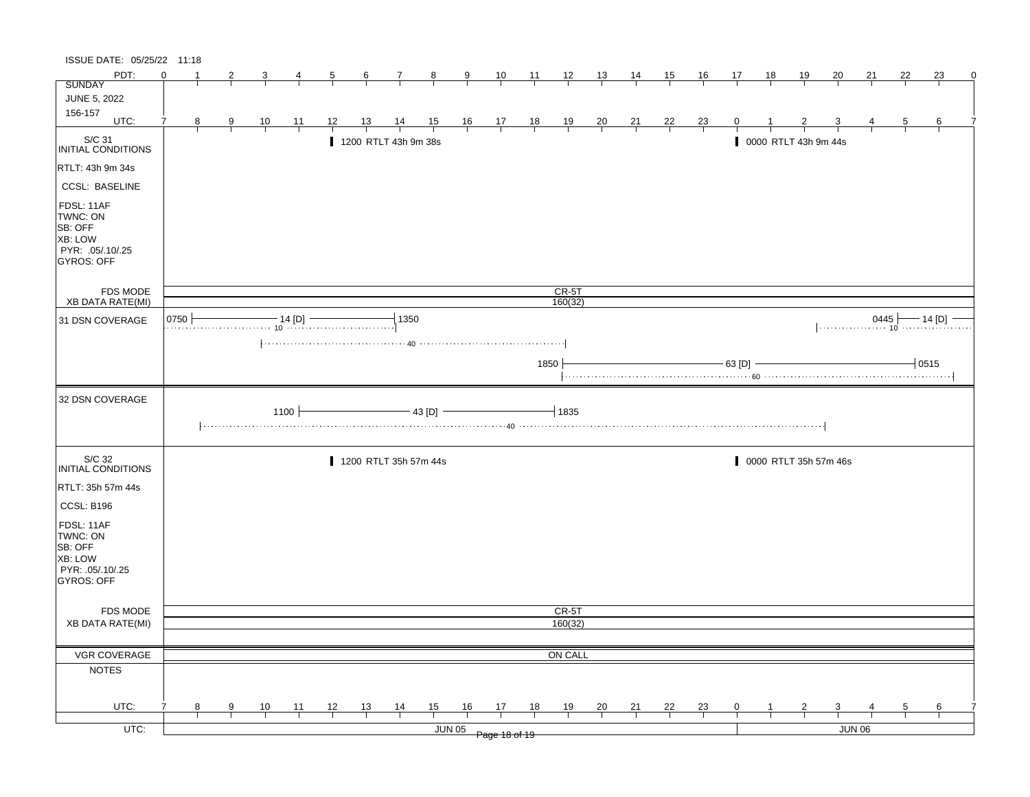ISSUE DATE: 05/25/22 11:18

**SUNDAY**
**JUNE 5, 2022**
**156-157**

| PDT: | 0 | 1 | 2 | 3 | 4 | 5 | 6 | 7 | 8 | 9 | 10 | 11 | 12 | 13 | 14 | 15 | 16 | 17 | 18 | 19 | 20 | 21 | 22 | 23 | 0 |
|---|---|---|---|---|---|---|---|---|---|---|---|---|---|---|---|---|---|---|---|---|---|---|---|---|---|
| UTC: | 7 | 8 | 9 | 10 | 11 | 12 | 13 | 14 | 15 | 16 | 17 | 18 | 19 | 20 | 21 | 22 | 23 | 0 | 1 | 2 | 3 | 4 | 5 | 6 | 7 |

## S/C 31 INITIAL CONDITIONS

- RTLT: 43h 9m 34s
- CCSL: BASELINE
- FDSL: 11AF
- TWNC: ON
- SB: OFF
- XB: LOW
- PYR: .05/.10/.25
- GYROS: OFF

Events:
- 1200 RTLT 43h 9m 38s
- 0000 RTLT 43h 9m 44s

FDS MODE: CR-5T
XB DATA RATE(MI): 160(32)

## 31 DSN COVERAGE

- 0750 — 14 [D] — 1350 (10)
- 40 (approx. 10–19 UTC)
- 1850 — 63 [D] — 0515 (60)
- 0445 — 14 [D] (10)

## 32 DSN COVERAGE

- 1100 — 43 [D] — 1835 (40)

## S/C 32 INITIAL CONDITIONS

- RTLT: 35h 57m 44s
- CCSL: B196
- FDSL: 11AF
- TWNC: ON
- SB: OFF
- XB: LOW
- PYR: .05/.10/.25
- GYROS: OFF

Events:
- 1200 RTLT 35h 57m 44s
- 0000 RTLT 35h 57m 46s

FDS MODE: CR-5T
XB DATA RATE(MI): 160(32)

VGR COVERAGE: ON CALL

NOTES

UTC: JUN 05 | JUN 06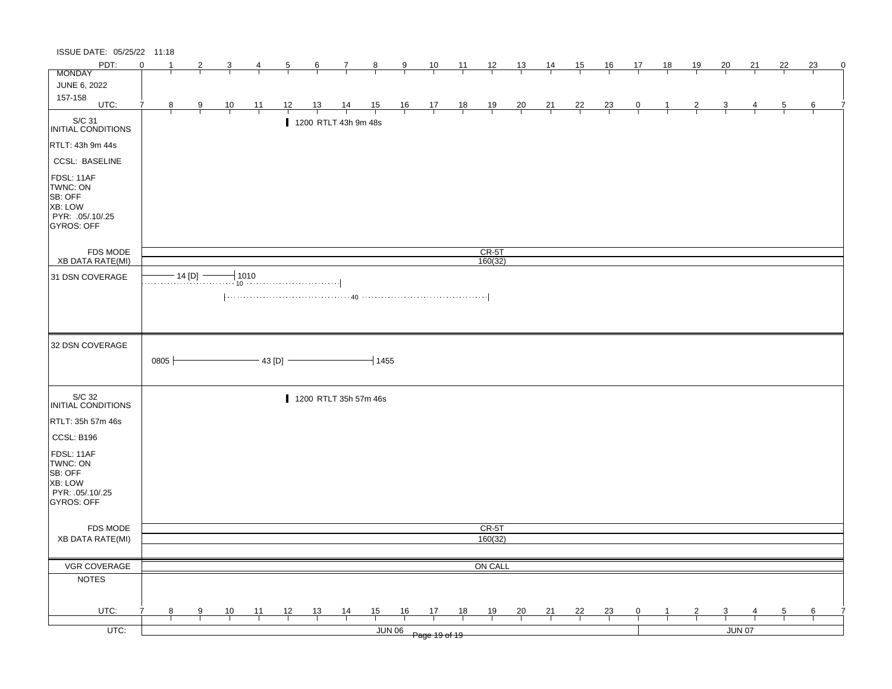ISSUE DATE: 05/25/22 11:18

PDT: 0 1 2 3 4 5 6 7 8 9 10 11 12 13 14 15 16 17 18 19 20 21 22 23 0

MONDAY

JUNE 6, 2022

157-158

UTC: 7 8 9 10 11 12 13 14 15 16 17 18 19 20 21 22 23 0 1 2 3 4 5 6 7

S/C 31
INITIAL CONDITIONS

1200 RTLT 43h 9m 48s

RTLT: 43h 9m 44s

CCSL: BASELINE

FDSL: 11AF
TWNC: ON
SB: OFF
XB: LOW
PYR: .05/.10/.25
GYROS: OFF

FDS MODE: CR-5T

XB DATA RATE(MI): 160(32)

31 DSN COVERAGE

14 [D] 1010

10

40

32 DSN COVERAGE

0805 43 [D] 1455

S/C 32
INITIAL CONDITIONS

1200 RTLT 35h 57m 46s

RTLT: 35h 57m 46s

CCSL: B196

FDSL: 11AF
TWNC: ON
SB: OFF
XB: LOW
PYR: .05/.10/.25
GYROS: OFF

FDS MODE: CR-5T

XB DATA RATE(MI): 160(32)

VGR COVERAGE: ON CALL

NOTES

UTC: 7 8 9 10 11 12 13 14 15 16 17 18 19 20 21 22 23 0 1 2 3 4 5 6 7

UTC: JUN 06 JUN 07